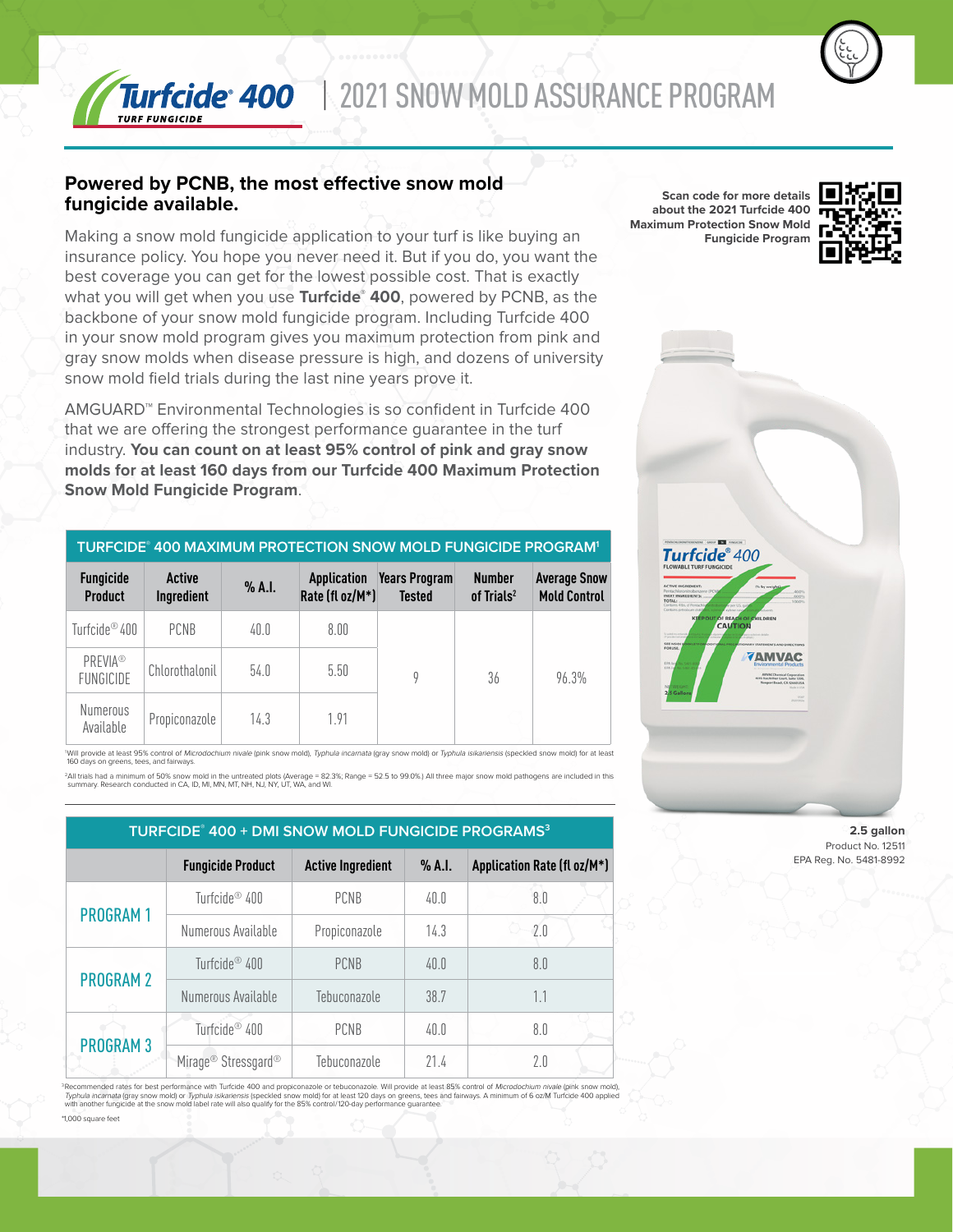# Turfcide® 400 TURF FUNGICIDE | 2021 SNOW MOLD ASSURANCE PROGRAM

## Powered by PCNB, the most effective snow mold fungicide available.

Making a snow mold fungicide application to your turf is like buying an insurance policy. You hope you never need it. But if you do, you want the best coverage you can get for the lowest possible cost. That is exactly what you will get when you use **Turfcide® 400**, powered by PCNB, as the backbone of your snow mold fungicide program. Including Turfcide 400 in your snow mold program gives you maximum protection from pink and gray snow molds when disease pressure is high, and dozens of university snow mold field trials during the last nine years prove it.

AMGUARD™ Environmental Technologies is so confident in Turfcide 400 that we are offering the strongest performance guarantee in the turf industry. **You can count on at least 95% control of pink and gray snow molds for at least 160 days from our Turfcide 400 Maximum Protection Snow Mold Fungicide Program**.

**Scan code for more details about the 2021 Turfcide 400 Maximum Protection Snow Mold Fungicide Program**

**2.5 gallon**
Product No. 12511
EPA Reg. No. 5481-8992

### TURFCIDE® 400 MAXIMUM PROTECTION SNOW MOLD FUNGICIDE PROGRAM[1]

| Fungicide Product | Active Ingredient | % A.I. | Application Rate (fl oz/M*) | Years Program Tested | Number of Trials[2] | Average Snow Mold Control |
|---|---|---|---|---|---|---|
| Turfcide® 400 | PCNB | 40.0 | 8.00 | 9 | 36 | 96.3% |
| PREVIA® FUNGICIDE | Chlorothalonil | 54.0 | 5.50 | | | |
| Numerous Available | Propiconazole | 14.3 | 1.91 | | | |

[1]Will provide at least 95% control of *Microdochium nivale* (pink snow mold), *Typhula incarnata* (gray snow mold) or *Typhula isikariensis* (speckled snow mold) for at least 160 days on greens, tees, and fairways.

[2]All trials had a minimum of 50% snow mold in the untreated plots (Average = 82.3%; Range = 52.5 to 99.0%.) All three major snow mold pathogens are included in this summary. Research conducted in CA, ID, MI, MN, MT, NH, NJ, NY, UT, WA, and WI.

### TURFCIDE® 400 + DMI SNOW MOLD FUNGICIDE PROGRAMS[3]

| | Fungicide Product | Active Ingredient | % A.I. | Application Rate (fl oz/M*) |
|---|---|---|---|---|
| PROGRAM 1 | Turfcide® 400 | PCNB | 40.0 | 8.0 |
| | Numerous Available | Propiconazole | 14.3 | 2.0 |
| PROGRAM 2 | Turfcide® 400 | PCNB | 40.0 | 8.0 |
| | Numerous Available | Tebuconazole | 38.7 | 1.1 |
| PROGRAM 3 | Turfcide® 400 | PCNB | 40.0 | 8.0 |
| | Mirage® Stressgard® | Tebuconazole | 21.4 | 2.0 |

[3]Recommended rates for best performance with Turfcide 400 and propiconazole or tebuconazole. Will provide at least 85% control of *Microdochium nivale* (pink snow mold), *Typhula incarnata* (gray snow mold) or *Typhula isikariensis* (speckled snow mold) for at least 120 days on greens, tees and fairways. A minimum of 6 oz/M Turfcide 400 applied with another fungicide at the snow mold label rate will also qualify for the 85% control/120-day performance guarantee.

*1,000 square feet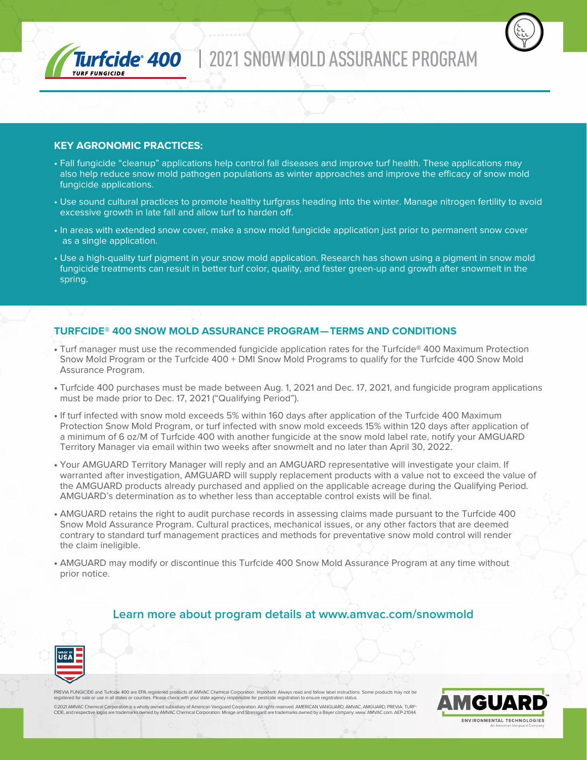# Turfcide® 400 | 2021 SNOW MOLD ASSURANCE PROGRAM

TURF FUNGICIDE

## KEY AGRONOMIC PRACTICES:

- Fall fungicide "cleanup" applications help control fall diseases and improve turf health. These applications may also help reduce snow mold pathogen populations as winter approaches and improve the efficacy of snow mold fungicide applications.
- Use sound cultural practices to promote healthy turfgrass heading into the winter. Manage nitrogen fertility to avoid excessive growth in late fall and allow turf to harden off.
- In areas with extended snow cover, make a snow mold fungicide application just prior to permanent snow cover as a single application.
- Use a high-quality turf pigment in your snow mold application. Research has shown using a pigment in snow mold fungicide treatments can result in better turf color, quality, and faster green-up and growth after snowmelt in the spring.

## TURFCIDE® 400 SNOW MOLD ASSURANCE PROGRAM—TERMS AND CONDITIONS

- Turf manager must use the recommended fungicide application rates for the Turfcide® 400 Maximum Protection Snow Mold Program or the Turfcide 400 + DMI Snow Mold Programs to qualify for the Turfcide 400 Snow Mold Assurance Program.
- Turfcide 400 purchases must be made between Aug. 1, 2021 and Dec. 17, 2021, and fungicide program applications must be made prior to Dec. 17, 2021 ("Qualifying Period").
- If turf infected with snow mold exceeds 5% within 160 days after application of the Turfcide 400 Maximum Protection Snow Mold Program, or turf infected with snow mold exceeds 15% within 120 days after application of a minimum of 6 oz/M of Turfcide 400 with another fungicide at the snow mold label rate, notify your AMGUARD Territory Manager via email within two weeks after snowmelt and no later than April 30, 2022.
- Your AMGUARD Territory Manager will reply and an AMGUARD representative will investigate your claim. If warranted after investigation, AMGUARD will supply replacement products with a value not to exceed the value of the AMGUARD products already purchased and applied on the applicable acreage during the Qualifying Period. AMGUARD's determination as to whether less than acceptable control exists will be final.
- AMGUARD retains the right to audit purchase records in assessing claims made pursuant to the Turfcide 400 Snow Mold Assurance Program. Cultural practices, mechanical issues, or any other factors that are deemed contrary to standard turf management practices and methods for preventative snow mold control will render the claim ineligible.
- AMGUARD may modify or discontinue this Turfcide 400 Snow Mold Assurance Program at any time without prior notice.

**Learn more about program details at www.amvac.com/snowmold**

MADE IN USA

PREVIA FUNGICIDE and Turfcide 400 are EPA registered products of AMVAC Chemical Corporation. Important: Always read and follow label instructions. Some products may not be registered for sale or use in all states or counties. Please check with your state agency responsible for pesticide registration to ensure registration status.

©2021 AMVAC Chemical Corporation is a wholly owned subsidiary of American Vanguard Corporation. All rights reserved. AMERICAN VANGUARD, AMVAC, AMGUARD, PREVIA, TURFCIDE, and respective logos are trademarks owned by AMVAC Chemical Corporation. Mirage and Stressgard are trademarks owned by a Bayer company. www. AMVAC.com. AEP-21044.

AMGUARD™ ENVIRONMENTAL TECHNOLOGIES
An American Vanguard Company